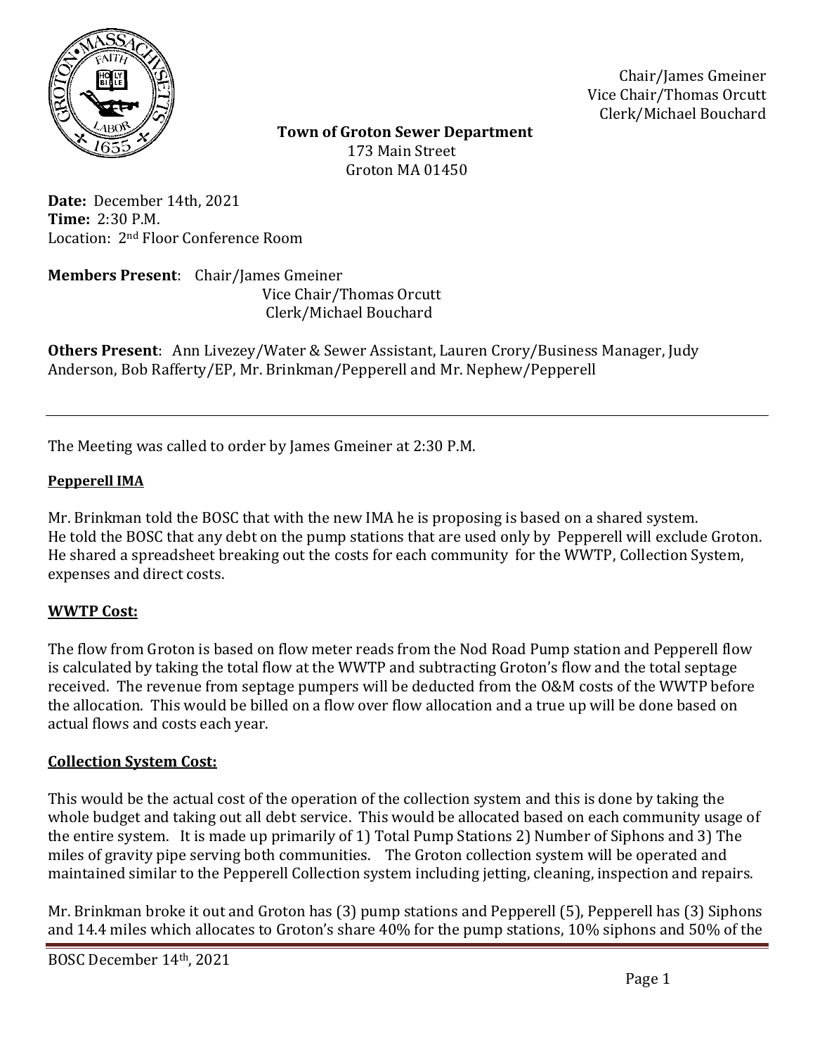Chair/James Gmeiner
Vice Chair/Thomas Orcutt
Clerk/Michael Bouchard

**Town of Groton Sewer Department**
173 Main Street
Groton MA 01450

**Date:** December 14th, 2021
**Time:** 2:30 P.M.
Location: 2nd Floor Conference Room

**Members Present**: Chair/James Gmeiner
Vice Chair/Thomas Orcutt
Clerk/Michael Bouchard

**Others Present**: Ann Livezey/Water & Sewer Assistant, Lauren Crory/Business Manager, Judy Anderson, Bob Rafferty/EP, Mr. Brinkman/Pepperell and Mr. Nephew/Pepperell

---

The Meeting was called to order by James Gmeiner at 2:30 P.M.

**Pepperell IMA**

Mr. Brinkman told the BOSC that with the new IMA he is proposing is based on a shared system. He told the BOSC that any debt on the pump stations that are used only by Pepperell will exclude Groton. He shared a spreadsheet breaking out the costs for each community for the WWTP, Collection System, expenses and direct costs.

**WWTP Cost:**

The flow from Groton is based on flow meter reads from the Nod Road Pump station and Pepperell flow is calculated by taking the total flow at the WWTP and subtracting Groton's flow and the total septage received. The revenue from septage pumpers will be deducted from the O&M costs of the WWTP before the allocation. This would be billed on a flow over flow allocation and a true up will be done based on actual flows and costs each year.

**Collection System Cost:**

This would be the actual cost of the operation of the collection system and this is done by taking the whole budget and taking out all debt service. This would be allocated based on each community usage of the entire system. It is made up primarily of 1) Total Pump Stations 2) Number of Siphons and 3) The miles of gravity pipe serving both communities. The Groton collection system will be operated and maintained similar to the Pepperell Collection system including jetting, cleaning, inspection and repairs.

Mr. Brinkman broke it out and Groton has (3) pump stations and Pepperell (5), Pepperell has (3) Siphons and 14.4 miles which allocates to Groton's share 40% for the pump stations, 10% siphons and 50% of the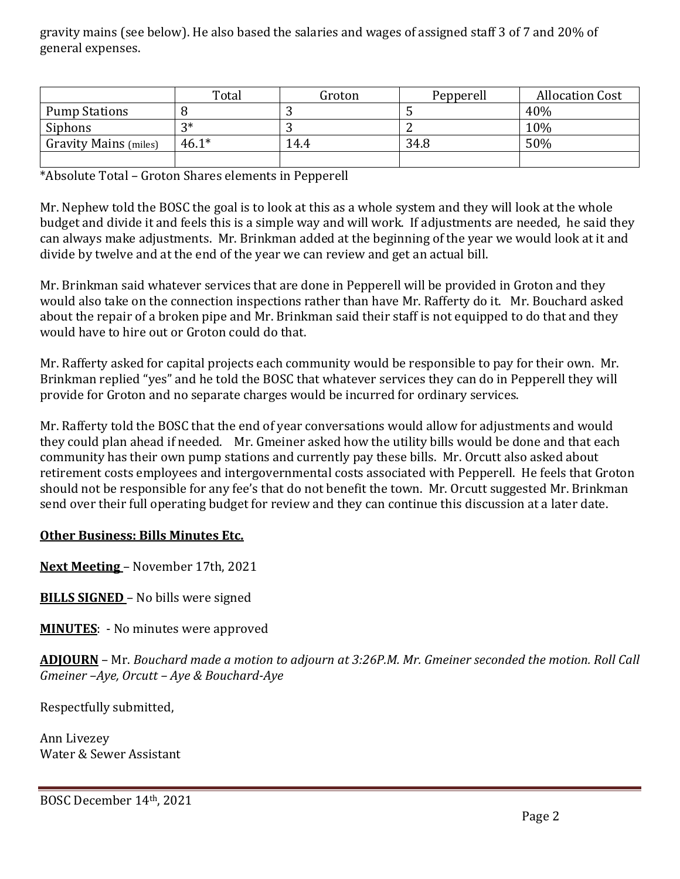gravity mains (see below). He also based the salaries and wages of assigned staff 3 of 7 and 20% of general expenses.

| | Total | Groton | Pepperell | Allocation Cost |
|---|---|---|---|---|
| Pump Stations | 8 | 3 | 5 | 40% |
| Siphons | 3* | 3 | 2 | 10% |
| Gravity Mains (miles) | 46.1* | 14.4 | 34.8 | 50% |
| | | | | |

*Absolute Total – Groton Shares elements in Pepperell

Mr. Nephew told the BOSC the goal is to look at this as a whole system and they will look at the whole budget and divide it and feels this is a simple way and will work. If adjustments are needed, he said they can always make adjustments. Mr. Brinkman added at the beginning of the year we would look at it and divide by twelve and at the end of the year we can review and get an actual bill.

Mr. Brinkman said whatever services that are done in Pepperell will be provided in Groton and they would also take on the connection inspections rather than have Mr. Rafferty do it. Mr. Bouchard asked about the repair of a broken pipe and Mr. Brinkman said their staff is not equipped to do that and they would have to hire out or Groton could do that.

Mr. Rafferty asked for capital projects each community would be responsible to pay for their own. Mr. Brinkman replied "yes" and he told the BOSC that whatever services they can do in Pepperell they will provide for Groton and no separate charges would be incurred for ordinary services.

Mr. Rafferty told the BOSC that the end of year conversations would allow for adjustments and would they could plan ahead if needed. Mr. Gmeiner asked how the utility bills would be done and that each community has their own pump stations and currently pay these bills. Mr. Orcutt also asked about retirement costs employees and intergovernmental costs associated with Pepperell. He feels that Groton should not be responsible for any fee's that do not benefit the town. Mr. Orcutt suggested Mr. Brinkman send over their full operating budget for review and they can continue this discussion at a later date.

**Other Business: Bills Minutes Etc.**

**Next Meeting** – November 17th, 2021

**BILLS SIGNED** – No bills were signed

**MINUTES**: - No minutes were approved

**ADJOURN** – Mr. *Bouchard made a motion to adjourn at 3:26P.M. Mr. Gmeiner seconded the motion. Roll Call Gmeiner –Aye, Orcutt – Aye & Bouchard-Aye*

Respectfully submitted,

Ann Livezey
Water & Sewer Assistant

BOSC December 14th, 2021